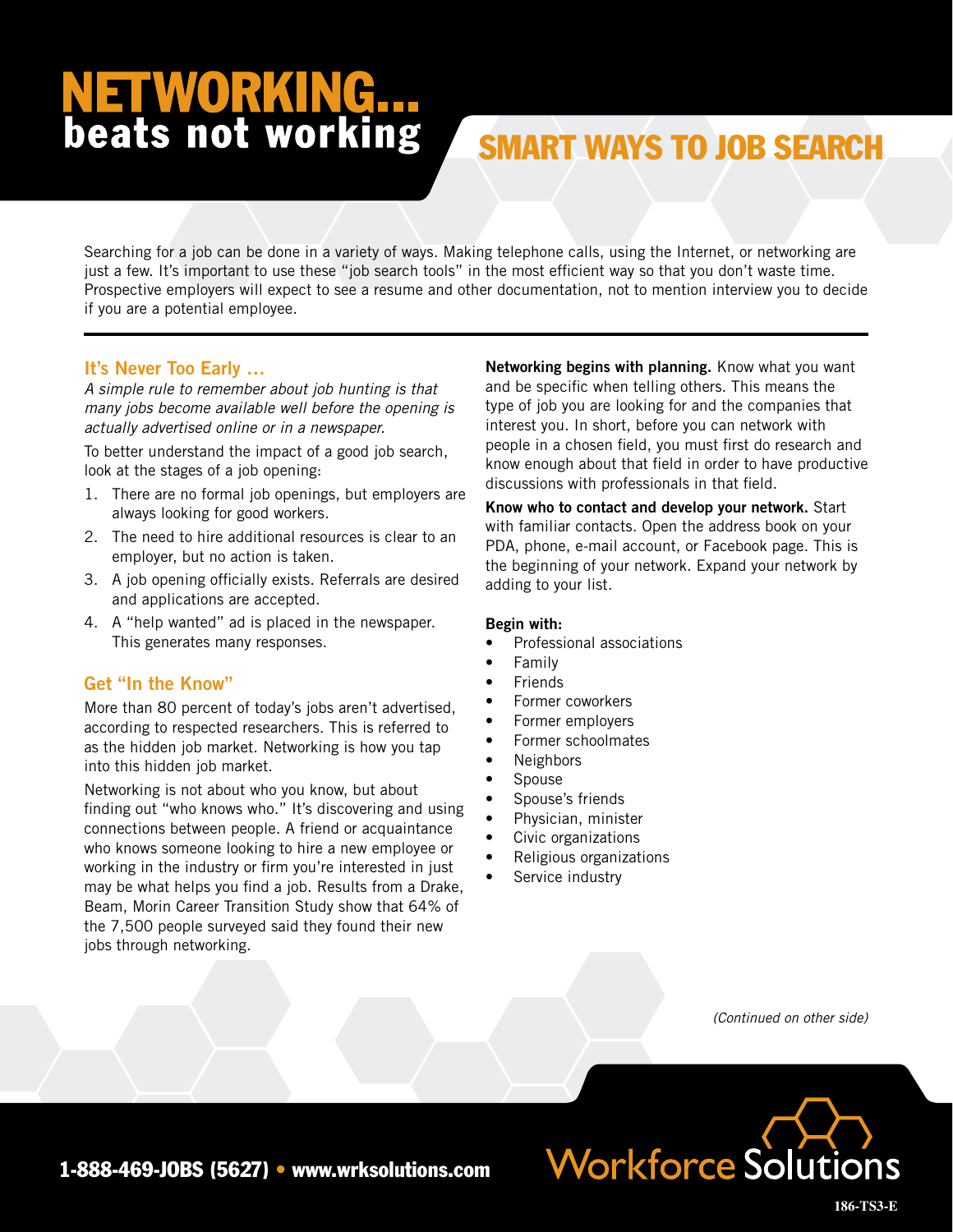# NETWORKING... beats not working

## SMART WAYS TO JOB SEARCH

Searching for a job can be done in a variety of ways. Making telephone calls, using the Internet, or networking are just a few. It's important to use these "job search tools" in the most efficient way so that you don't waste time. Prospective employers will expect to see a resume and other documentation, not to mention interview you to decide if you are a potential employee.

---

### It's Never Too Early ...

*A simple rule to remember about job hunting is that many jobs become available well before the opening is actually advertised online or in a newspaper.*

To better understand the impact of a good job search, look at the stages of a job opening:

1. There are no formal job openings, but employers are always looking for good workers.
2. The need to hire additional resources is clear to an employer, but no action is taken.
3. A job opening officially exists. Referrals are desired and applications are accepted.
4. A "help wanted" ad is placed in the newspaper. This generates many responses.

### Get "In the Know"

More than 80 percent of today's jobs aren't advertised, according to respected researchers. This is referred to as the hidden job market. Networking is how you tap into this hidden job market.

Networking is not about who you know, but about finding out "who knows who." It's discovering and using connections between people. A friend or acquaintance who knows someone looking to hire a new employee or working in the industry or firm you're interested in just may be what helps you find a job. Results from a Drake, Beam, Morin Career Transition Study show that 64% of the 7,500 people surveyed said they found their new jobs through networking.

**Networking begins with planning.** Know what you want and be specific when telling others. This means the type of job you are looking for and the companies that interest you. In short, before you can network with people in a chosen field, you must first do research and know enough about that field in order to have productive discussions with professionals in that field.

**Know who to contact and develop your network.** Start with familiar contacts. Open the address book on your PDA, phone, e-mail account, or Facebook page. This is the beginning of your network. Expand your network by adding to your list.

**Begin with:**

- Professional associations
- Family
- Friends
- Former coworkers
- Former employers
- Former schoolmates
- Neighbors
- Spouse
- Spouse's friends
- Physician, minister
- Civic organizations
- Religious organizations
- Service industry

*(Continued on other side)*

**1-888-469-JOBS (5627) • www.wrksolutions.com**

Workforce Solutions

186-TS3-E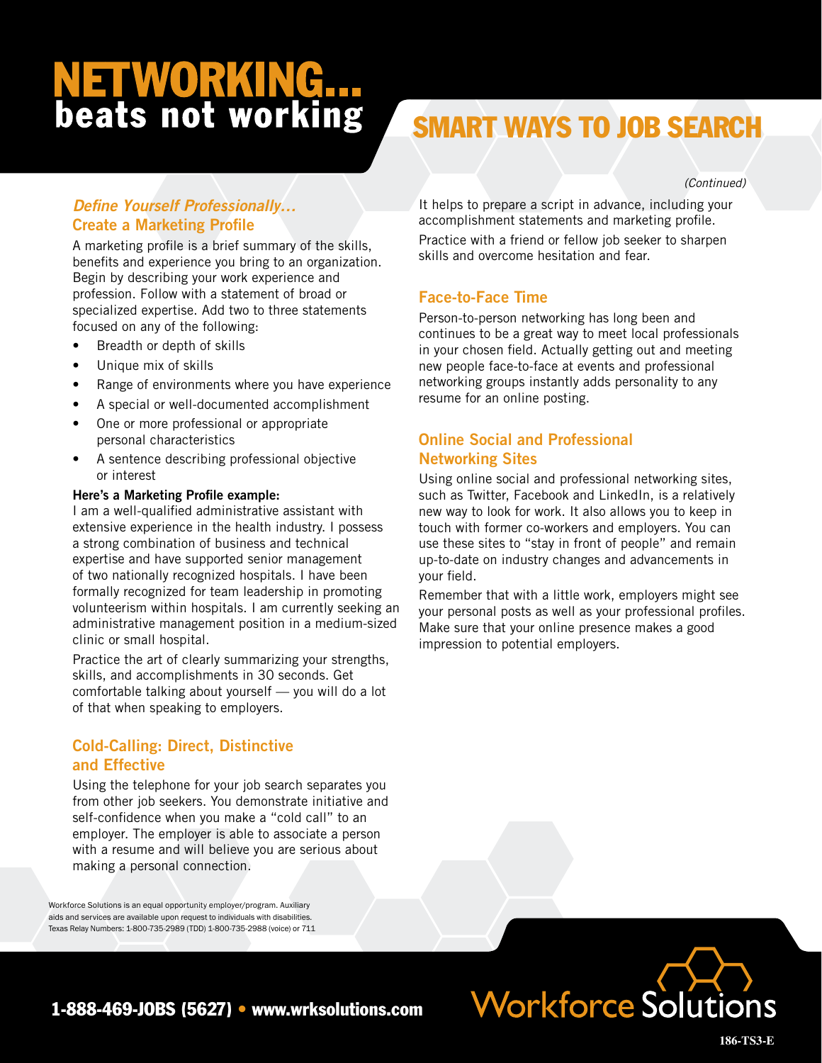# NETWORKING... beats not working

## SMART WAYS TO JOB SEARCH

### *Define Yourself Professionally…* Create a Marketing Profile

A marketing profile is a brief summary of the skills, benefits and experience you bring to an organization. Begin by describing your work experience and profession. Follow with a statement of broad or specialized expertise. Add two to three statements focused on any of the following:

- Breadth or depth of skills
- Unique mix of skills
- Range of environments where you have experience
- A special or well-documented accomplishment
- One or more professional or appropriate personal characteristics
- A sentence describing professional objective or interest

**Here's a Marketing Profile example:**
I am a well-qualified administrative assistant with extensive experience in the health industry. I possess a strong combination of business and technical expertise and have supported senior management of two nationally recognized hospitals. I have been formally recognized for team leadership in promoting volunteerism within hospitals. I am currently seeking an administrative management position in a medium-sized clinic or small hospital.

Practice the art of clearly summarizing your strengths, skills, and accomplishments in 30 seconds. Get comfortable talking about yourself — you will do a lot of that when speaking to employers.

### Cold-Calling: Direct, Distinctive and Effective

Using the telephone for your job search separates you from other job seekers. You demonstrate initiative and self-confidence when you make a "cold call" to an employer. The employer is able to associate a person with a resume and will believe you are serious about making a personal connection.

*(Continued)*

It helps to prepare a script in advance, including your accomplishment statements and marketing profile.

Practice with a friend or fellow job seeker to sharpen skills and overcome hesitation and fear.

### Face-to-Face Time

Person-to-person networking has long been and continues to be a great way to meet local professionals in your chosen field. Actually getting out and meeting new people face-to-face at events and professional networking groups instantly adds personality to any resume for an online posting.

### Online Social and Professional Networking Sites

Using online social and professional networking sites, such as Twitter, Facebook and LinkedIn, is a relatively new way to look for work. It also allows you to keep in touch with former co-workers and employers. You can use these sites to "stay in front of people" and remain up-to-date on industry changes and advancements in your field.

Remember that with a little work, employers might see your personal posts as well as your professional profiles. Make sure that your online presence makes a good impression to potential employers.

Workforce Solutions is an equal opportunity employer/program. Auxiliary aids and services are available upon request to individuals with disabilities. Texas Relay Numbers: 1-800-735-2989 (TDD) 1-800-735-2988 (voice) or 711

1-888-469-JOBS (5627) • www.wrksolutions.com

Workforce Solutions

186-TS3-E